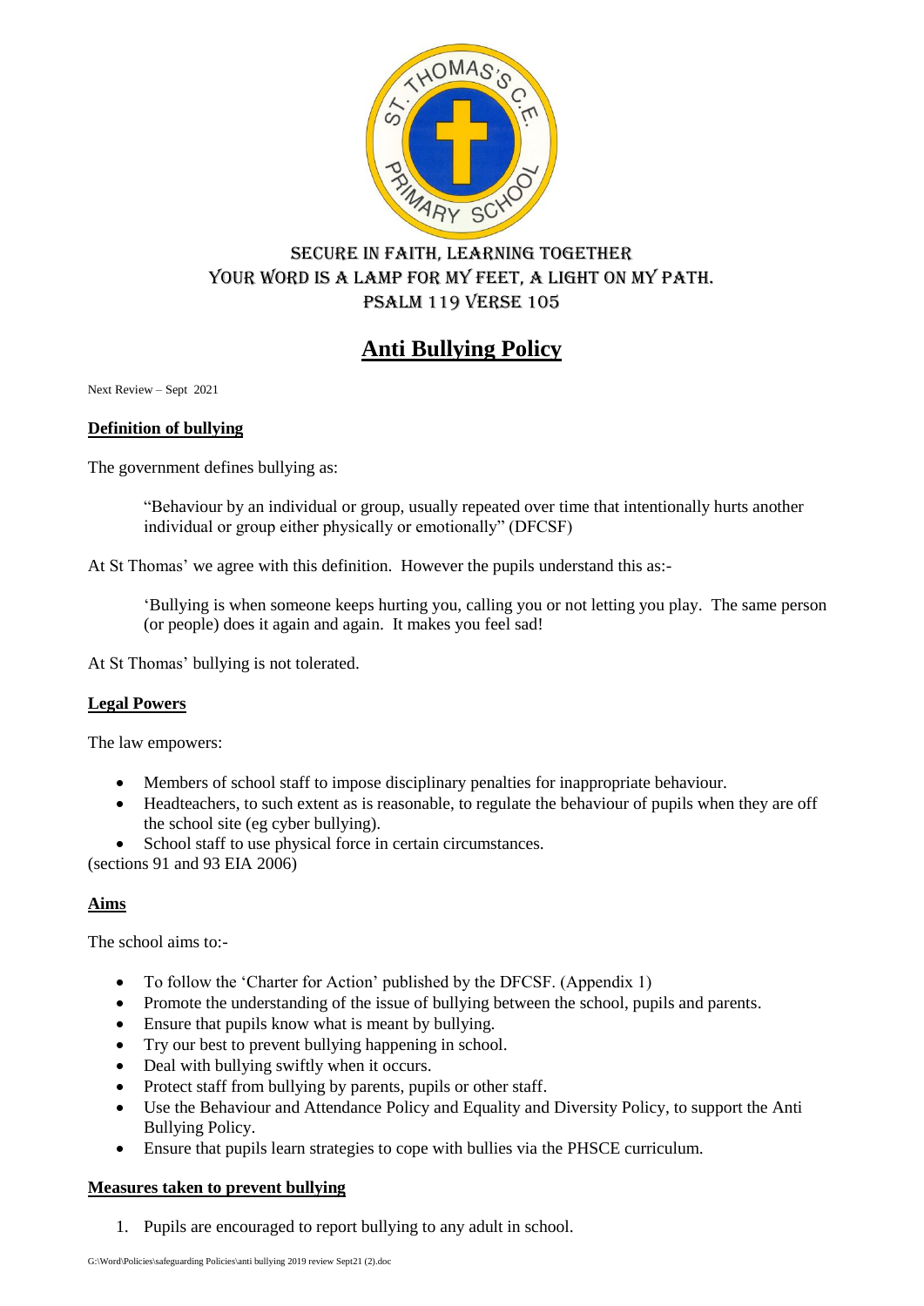SECURE IN FAITH, LEARNING TOGETHER
YOUR WORD IS A LAMP FOR MY FEET, A LIGHT ON MY PATH.
PSALM 119 VERSE 105

# Anti Bullying Policy

Next Review – Sept 2021

## Definition of bullying

The government defines bullying as:

> "Behaviour by an individual or group, usually repeated over time that intentionally hurts another individual or group either physically or emotionally" (DFCSF)

At St Thomas' we agree with this definition. However the pupils understand this as:-

> 'Bullying is when someone keeps hurting you, calling you or not letting you play. The same person (or people) does it again and again. It makes you feel sad!

At St Thomas' bullying is not tolerated.

## Legal Powers

The law empowers:

- Members of school staff to impose disciplinary penalties for inappropriate behaviour.
- Headteachers, to such extent as is reasonable, to regulate the behaviour of pupils when they are off the school site (eg cyber bullying).
- School staff to use physical force in certain circumstances.

(sections 91 and 93 EIA 2006)

## Aims

The school aims to:-

- To follow the 'Charter for Action' published by the DFCSF. (Appendix 1)
- Promote the understanding of the issue of bullying between the school, pupils and parents.
- Ensure that pupils know what is meant by bullying.
- Try our best to prevent bullying happening in school.
- Deal with bullying swiftly when it occurs.
- Protect staff from bullying by parents, pupils or other staff.
- Use the Behaviour and Attendance Policy and Equality and Diversity Policy, to support the Anti Bullying Policy.
- Ensure that pupils learn strategies to cope with bullies via the PHSCE curriculum.

## Measures taken to prevent bullying

1. Pupils are encouraged to report bullying to any adult in school.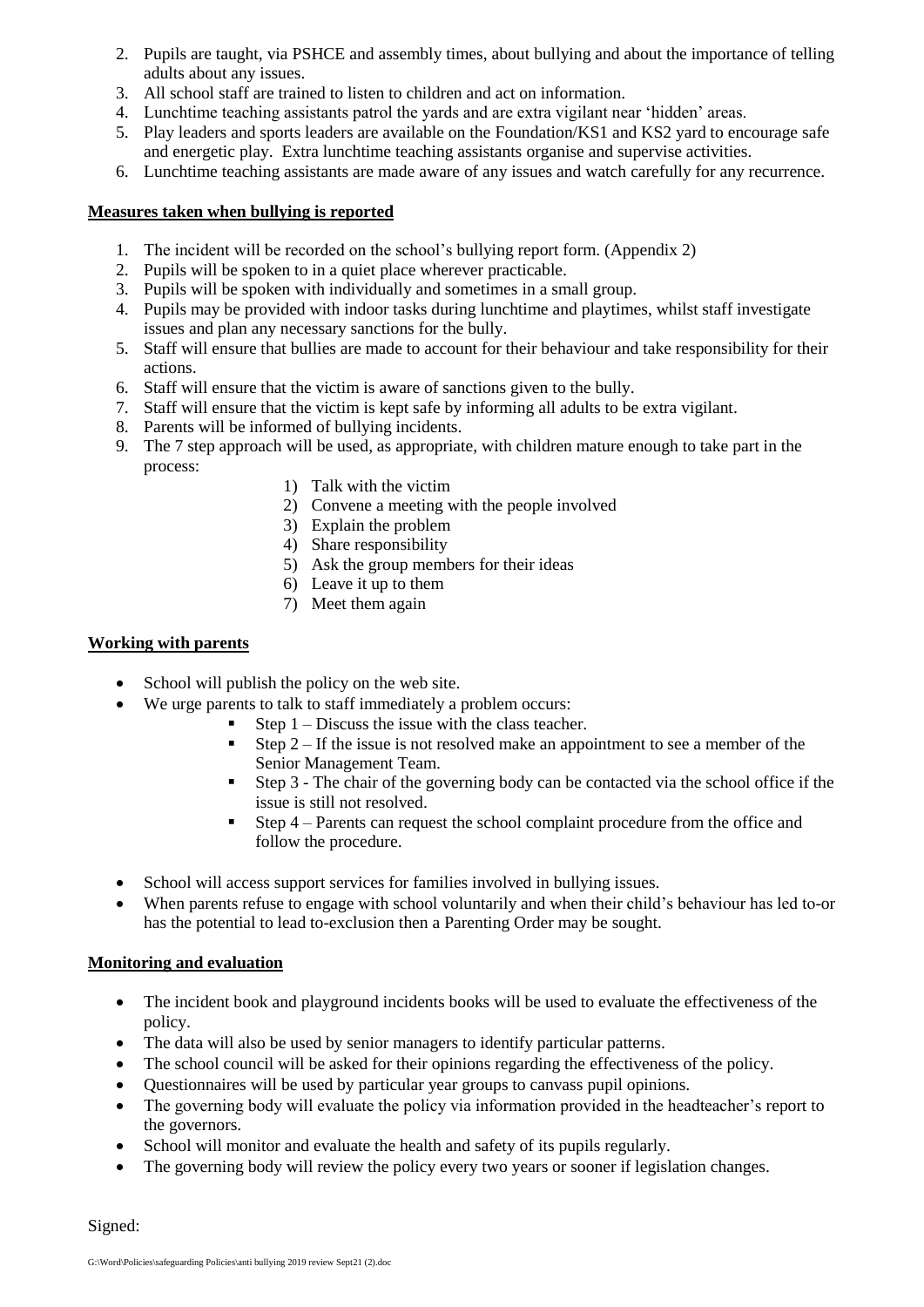2. Pupils are taught, via PSHCE and assembly times, about bullying and about the importance of telling adults about any issues.
3. All school staff are trained to listen to children and act on information.
4. Lunchtime teaching assistants patrol the yards and are extra vigilant near 'hidden' areas.
5. Play leaders and sports leaders are available on the Foundation/KS1 and KS2 yard to encourage safe and energetic play. Extra lunchtime teaching assistants organise and supervise activities.
6. Lunchtime teaching assistants are made aware of any issues and watch carefully for any recurrence.

**Measures taken when bullying is reported**

1. The incident will be recorded on the school's bullying report form. (Appendix 2)
2. Pupils will be spoken to in a quiet place wherever practicable.
3. Pupils will be spoken with individually and sometimes in a small group.
4. Pupils may be provided with indoor tasks during lunchtime and playtimes, whilst staff investigate issues and plan any necessary sanctions for the bully.
5. Staff will ensure that bullies are made to account for their behaviour and take responsibility for their actions.
6. Staff will ensure that the victim is aware of sanctions given to the bully.
7. Staff will ensure that the victim is kept safe by informing all adults to be extra vigilant.
8. Parents will be informed of bullying incidents.
9. The 7 step approach will be used, as appropriate, with children mature enough to take part in the process:
   1) Talk with the victim
   2) Convene a meeting with the people involved
   3) Explain the problem
   4) Share responsibility
   5) Ask the group members for their ideas
   6) Leave it up to them
   7) Meet them again

**Working with parents**

- School will publish the policy on the web site.
- We urge parents to talk to staff immediately a problem occurs:
  - Step 1 – Discuss the issue with the class teacher.
  - Step 2 – If the issue is not resolved make an appointment to see a member of the Senior Management Team.
  - Step 3 - The chair of the governing body can be contacted via the school office if the issue is still not resolved.
  - Step 4 – Parents can request the school complaint procedure from the office and follow the procedure.
- School will access support services for families involved in bullying issues.
- When parents refuse to engage with school voluntarily and when their child's behaviour has led to-or has the potential to lead to-exclusion then a Parenting Order may be sought.

**Monitoring and evaluation**

- The incident book and playground incidents books will be used to evaluate the effectiveness of the policy.
- The data will also be used by senior managers to identify particular patterns.
- The school council will be asked for their opinions regarding the effectiveness of the policy.
- Questionnaires will be used by particular year groups to canvass pupil opinions.
- The governing body will evaluate the policy via information provided in the headteacher's report to the governors.
- School will monitor and evaluate the health and safety of its pupils regularly.
- The governing body will review the policy every two years or sooner if legislation changes.

Signed: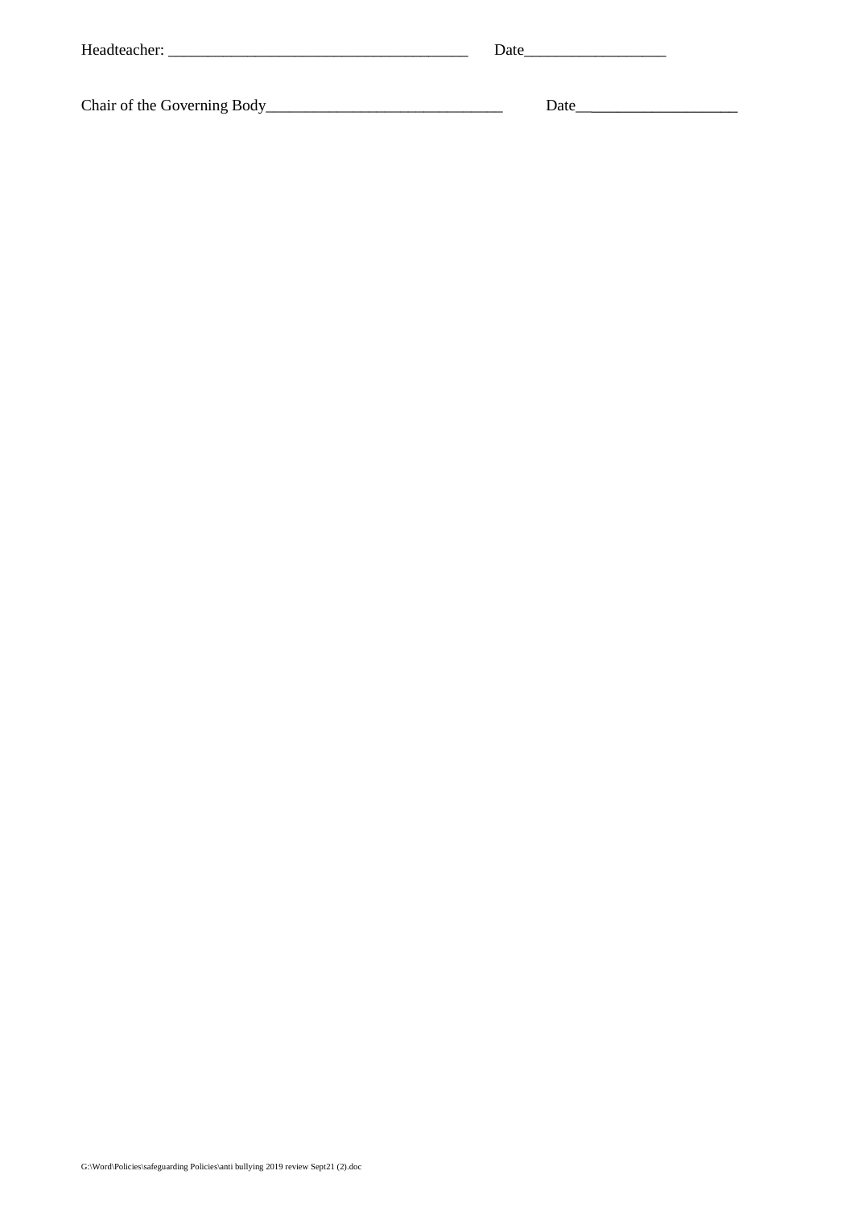Headteacher: ______________________________________ Date_________________

Chair of the Governing Body______________________________ Date___________________

G:\Word\Policies\safeguarding Policies\anti bullying 2019 review Sept21 (2).doc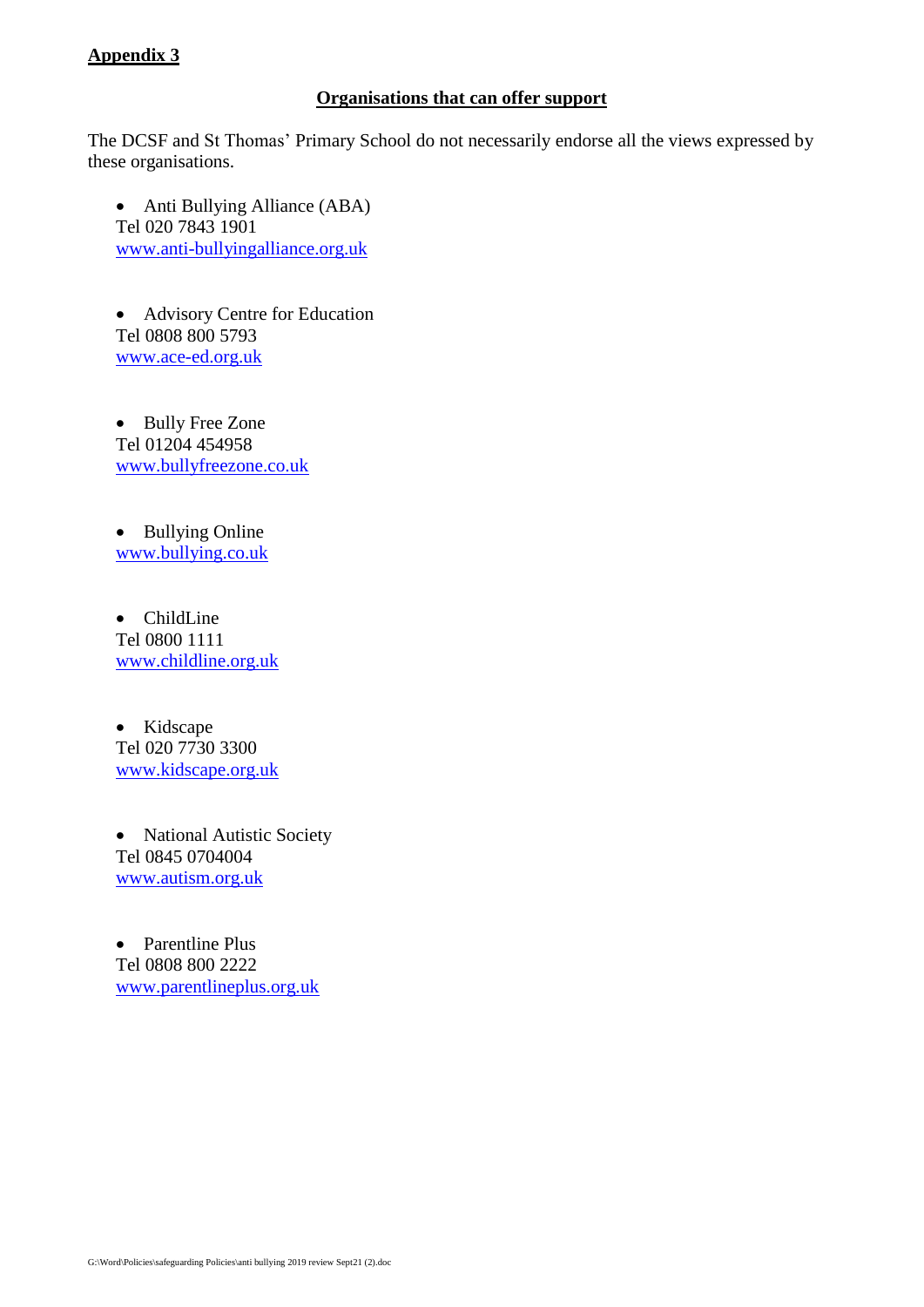**Appendix 3**

**Organisations that can offer support**

The DCSF and St Thomas' Primary School do not necessarily endorse all the views expressed by these organisations.

- Anti Bullying Alliance (ABA)
  Tel 020 7843 1901
  www.anti-bullyingalliance.org.uk

- Advisory Centre for Education
  Tel 0808 800 5793
  www.ace-ed.org.uk

- Bully Free Zone
  Tel 01204 454958
  www.bullyfreezone.co.uk

- Bullying Online
  www.bullying.co.uk

- ChildLine
  Tel 0800 1111
  www.childline.org.uk

- Kidscape
  Tel 020 7730 3300
  www.kidscape.org.uk

- National Autistic Society
  Tel 0845 0704004
  www.autism.org.uk

- Parentline Plus
  Tel 0808 800 2222
  www.parentlineplus.org.uk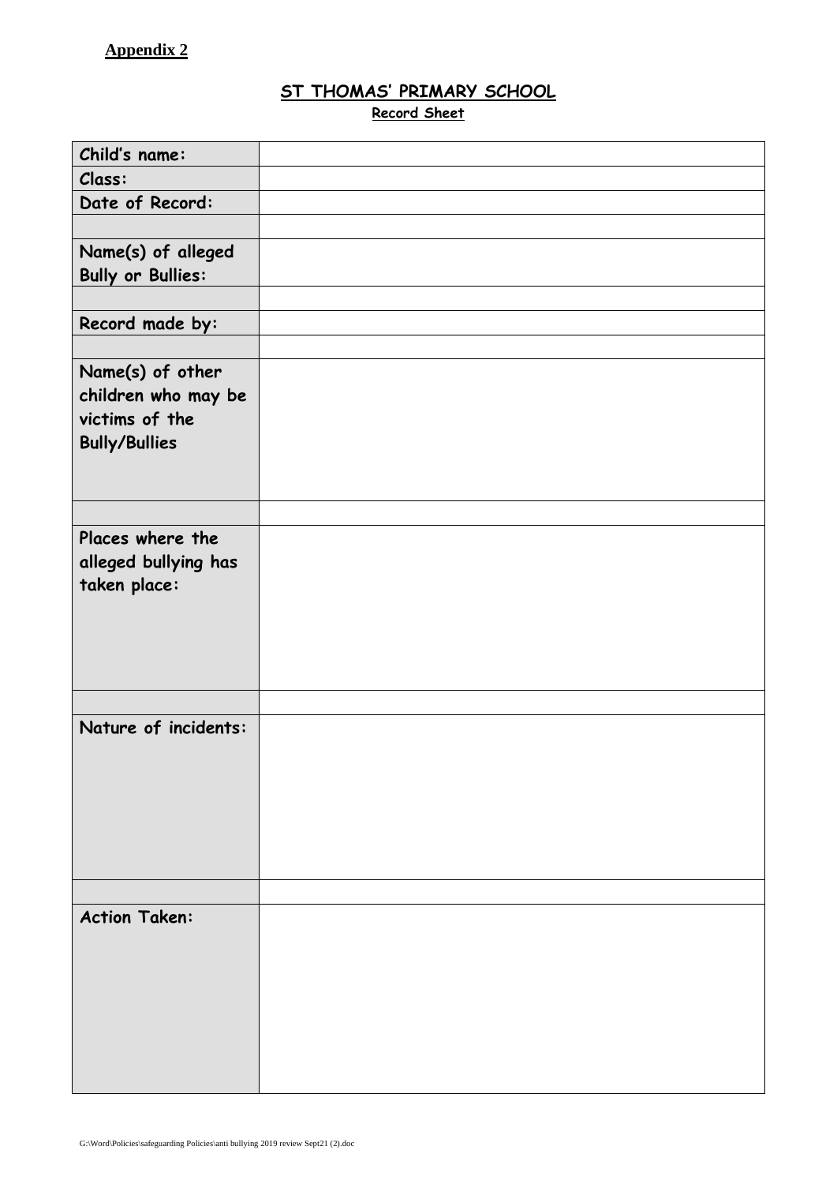**Appendix 2**

## ST THOMAS' PRIMARY SCHOOL

**Record Sheet**

| | |
|---|---|
| **Child's name:** | |
| **Class:** | |
| **Date of Record:** | |
| | |
| **Name(s) of alleged Bully or Bullies:** | |
| | |
| **Record made by:** | |
| | |
| **Name(s) of other children who may be victims of the Bully/Bullies** | |
| | |
| **Places where the alleged bullying has taken place:** | |
| | |
| **Nature of incidents:** | |
| | |
| **Action Taken:** | |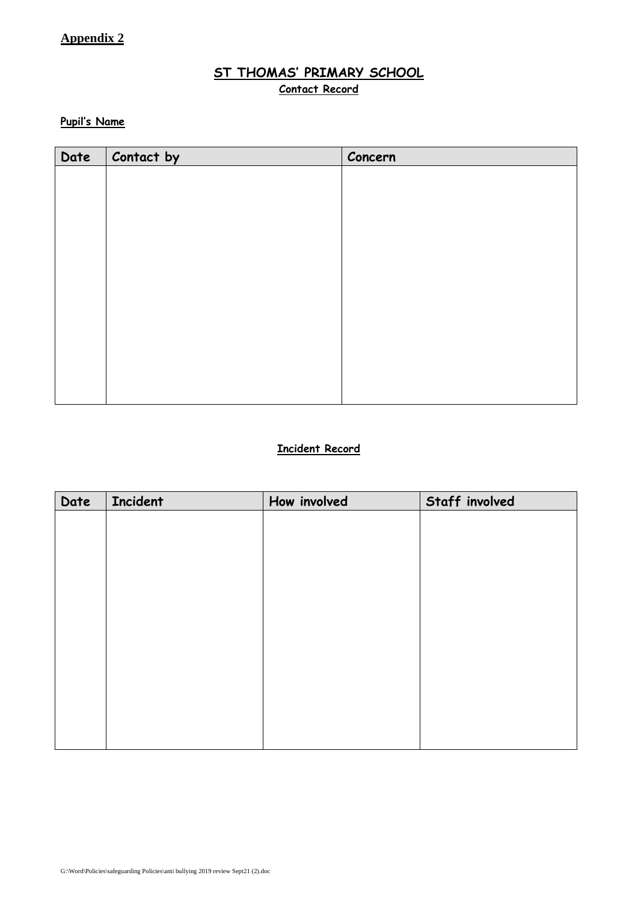**Appendix 2**

## ST THOMAS' PRIMARY SCHOOL

### Contact Record

**Pupil's Name**

| Date | Contact by | Concern |
|---|---|---|
| | | |

### Incident Record

| Date | Incident | How involved | Staff involved |
|---|---|---|---|
| | | | |

G:\Word\Policies\safeguarding Policies\anti bullying 2019 review Sept21 (2).doc